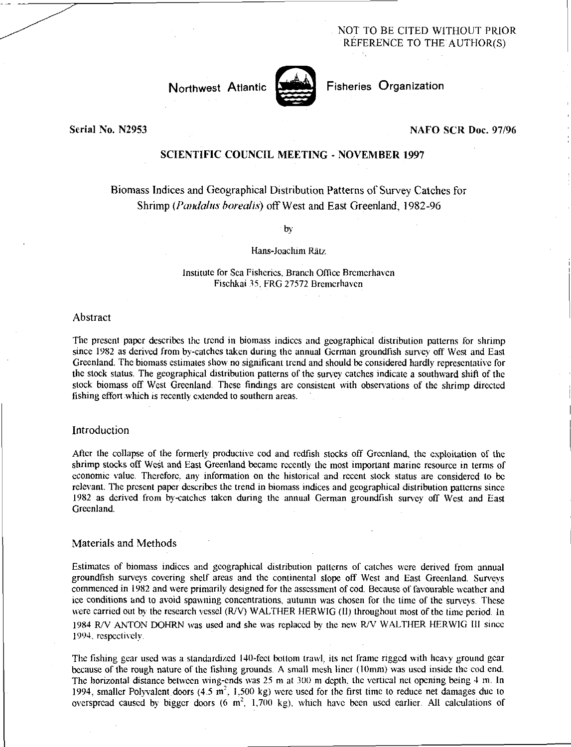NOT TO BE CITED WITHOUT PRIOR REFERENCE TO THE AUTHOR(S)

Northwest Atlantic Fisheries Organization

Serial No. N2953

NAFO SCR Doc. 97/96

## SCIENTIFIC COUNCIL MEETING - NOVEMBER 1997

# Biomass Indices and Geographical Distribution Patterns of Survey Catches for Shrimp (*Pandalus borealis*) off West and East Greenland, 1982-96

by

Hans-Joachim Rätz

Institute for Sea Fisheries, Branch Office Bremerhaven
Fischkai 35, FRG 27572 Bremerhaven

## Abstract

The present paper describes the trend in biomass indices and geographical distribution patterns for shrimp since 1982 as derived from by-catches taken during the annual German groundfish survey off West and East Greenland. The biomass estimates show no significant trend and should be considered hardly representative for the stock status. The geographical distribution patterns of the survey catches indicate a southward shift of the stock biomass off West Greenland. These findings are consistent with observations of the shrimp directed fishing effort which is recently extended to southern areas.

## Introduction

After the collapse of the formerly productive cod and redfish stocks off Greenland, the exploitation of the shrimp stocks off West and East Greenland became recently the most important marine resource in terms of economic value. Therefore, any information on the historical and recent stock status are considered to be relevant. The present paper describes the trend in biomass indices and geographical distribution patterns since 1982 as derived from by-catches taken during the annual German groundfish survey off West and East Greenland.

## Materials and Methods

Estimates of biomass indices and geographical distribution patterns of catches were derived from annual groundfish surveys covering shelf areas and the continental slope off West and East Greenland. Surveys commenced in 1982 and were primarily designed for the assessment of cod. Because of favourable weather and ice conditions and to avoid spawning concentrations, autumn was chosen for the time of the surveys. These were carried out by the research vessel (R/V) WALTHER HERWIG (II) throughout most of the time period. In 1984 R/V ANTON DOHRN was used and she was replaced by the new R/V WALTHER HERWIG III since 1994, respectively.

The fishing gear used was a standardized 140-feet bottom trawl, its net frame rigged with heavy ground gear because of the rough nature of the fishing grounds. A small mesh liner (10mm) was used inside the cod end. The horizontal distance between wing-ends was 25 m at 300 m depth, the vertical net opening being 4 m. In 1994, smaller Polyvalent doors (4.5 $m^2$, 1,500 kg) were used for the first time to reduce net damages due to overspread caused by bigger doors (6 $m^2$, 1,700 kg), which have been used earlier. All calculations of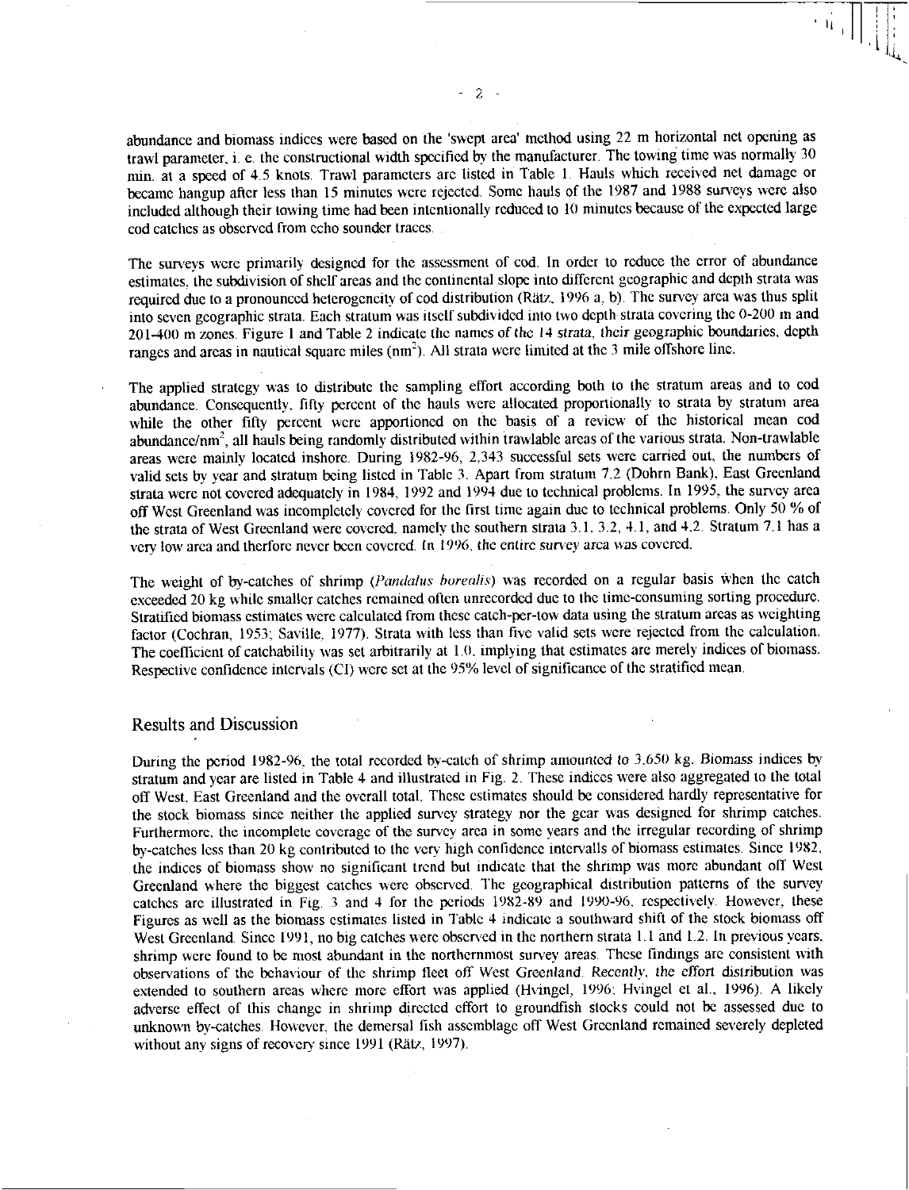abundance and biomass indices were based on the 'swept area' method using 22 m horizontal net opening as trawl parameter, i. e. the constructional width specified by the manufacturer. The towing time was normally 30 min. at a speed of 4.5 knots. Trawl parameters are listed in Table 1. Hauls which received net damage or became hangup after less than 15 minutes were rejected. Some hauls of the 1987 and 1988 surveys were also included although their towing time had been intentionally reduced to 10 minutes because of the expected large cod catches as observed from echo sounder traces.

The surveys were primarily designed for the assessment of cod. In order to reduce the error of abundance estimates, the subdivision of shelf areas and the continental slope into different geographic and depth strata was required due to a pronounced heterogeneity of cod distribution (Rätz, 1996 a, b). The survey area was thus split into seven geographic strata. Each stratum was itself subdivided into two depth strata covering the 0-200 m and 201-400 m zones. Figure 1 and Table 2 indicate the names of the 14 strata, their geographic boundaries, depth ranges and areas in nautical square miles (nm$^2$). All strata were limited at the 3 mile offshore line.

The applied strategy was to distribute the sampling effort according both to the stratum areas and to cod abundance. Consequently, fifty percent of the hauls were allocated proportionally to strata by stratum area while the other fifty percent were apportioned on the basis of a review of the historical mean cod abundance/nm$^2$, all hauls being randomly distributed within trawlable areas of the various strata. Non-trawlable areas were mainly located inshore. During 1982-96, 2,343 successful sets were carried out, the numbers of valid sets by year and stratum being listed in Table 3. Apart from stratum 7.2 (Dohrn Bank), East Greenland strata were not covered adequately in 1984, 1992 and 1994 due to technical problems. In 1995, the survey area off West Greenland was incompletely covered for the first time again due to technical problems. Only 50 % of the strata of West Greenland were covered, namely the southern strata 3.1, 3.2, 4.1, and 4.2. Stratum 7.1 has a very low area and therfore never been covered. In 1996, the entire survey area was covered.

The weight of by-catches of shrimp (*Pandalus borealis*) was recorded on a regular basis when the catch exceeded 20 kg while smaller catches remained often unrecorded due to the time-consuming sorting procedure. Stratified biomass estimates were calculated from these catch-per-tow data using the stratum areas as weighting factor (Cochran, 1953; Saville, 1977). Strata with less than five valid sets were rejected from the calculation. The coefficient of catchability was set arbitrarily at 1.0, implying that estimates are merely indices of biomass. Respective confidence intervals (CI) were set at the 95% level of significance of the stratified mean.

## Results and Discussion

During the period 1982-96, the total recorded by-catch of shrimp amounted to 3,650 kg. Biomass indices by stratum and year are listed in Table 4 and illustrated in Fig. 2. These indices were also aggregated to the total off West, East Greenland and the overall total. These estimates should be considered hardly representative for the stock biomass since neither the applied survey strategy nor the gear was designed for shrimp catches. Furthermore, the incomplete coverage of the survey area in some years and the irregular recording of shrimp by-catches less than 20 kg contributed to the very high confidence intervalls of biomass estimates. Since 1982, the indices of biomass show no significant trend but indicate that the shrimp was more abundant off West Greenland where the biggest catches were observed. The geographical distribution patterns of the survey catches are illustrated in Fig. 3 and 4 for the periods 1982-89 and 1990-96, respectively. However, these Figures as well as the biomass estimates listed in Table 4 indicate a southward shift of the stock biomass off West Greenland. Since 1991, no big catches were observed in the northern strata 1.1 and 1.2. In previous years, shrimp were found to be most abundant in the northernmost survey areas. These findings are consistent with observations of the behaviour of the shrimp fleet off West Greenland. Recently, the effort distribution was extended to southern areas where more effort was applied (Hvingel, 1996; Hvingel et al., 1996). A likely adverse effect of this change in shrimp directed effort to groundfish stocks could not be assessed due to unknown by-catches. However, the demersal fish assemblage off West Greenland remained severely depleted without any signs of recovery since 1991 (Rätz, 1997).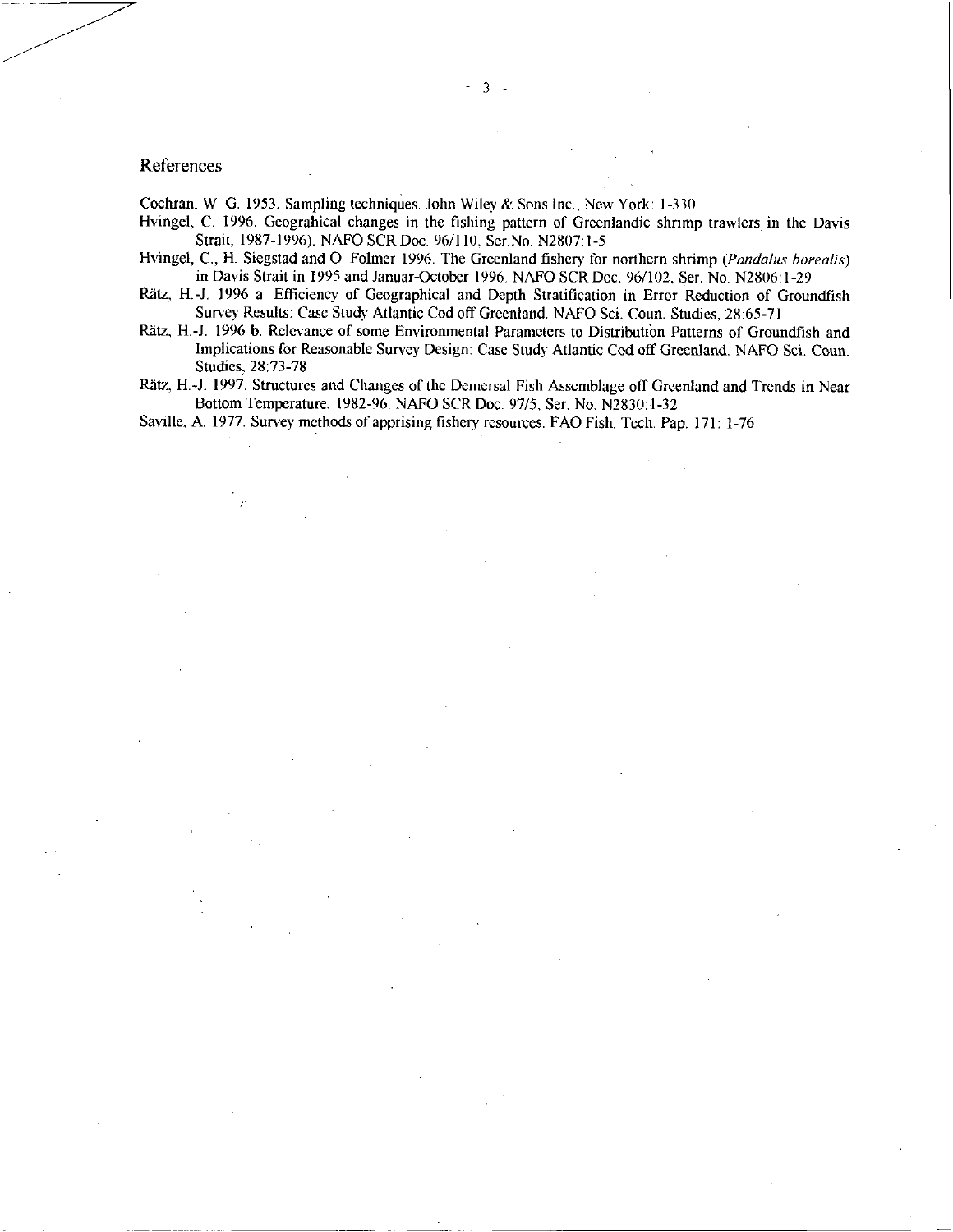## References

Cochran, W. G. 1953. Sampling techniques. John Wiley & Sons Inc., New York: 1-330

Hvingel, C. 1996. Geograhical changes in the fishing pattern of Greenlandic shrimp trawlers in the Davis Strait, 1987-1996). NAFO SCR Doc. 96/110, Ser.No. N2807:1-5

Hvingel, C., H. Siegstad and O. Folmer 1996. The Greenland fishery for northern shrimp (*Pandalus borealis*) in Davis Strait in 1995 and Januar-October 1996. NAFO SCR Doc. 96/102, Ser. No. N2806:1-29

Rätz, H.-J. 1996 a. Efficiency of Geographical and Depth Stratification in Error Reduction of Groundfish Survey Results: Case Study Atlantic Cod off Greenland. NAFO Sci. Coun. Studies, 28:65-71

Rätz, H.-J. 1996 b. Relevance of some Environmental Parameters to Distribution Patterns of Groundfish and Implications for Reasonable Survey Design: Case Study Atlantic Cod off Greenland. NAFO Sci. Coun. Studies, 28:73-78

Rätz, H.-J. 1997. Structures and Changes of the Demersal Fish Assemblage off Greenland and Trends in Near Bottom Temperature, 1982-96. NAFO SCR Doc. 97/5, Ser. No. N2830:1-32

Saville, A. 1977. Survey methods of apprising fishery resources. FAO Fish. Tech. Pap. 171: 1-76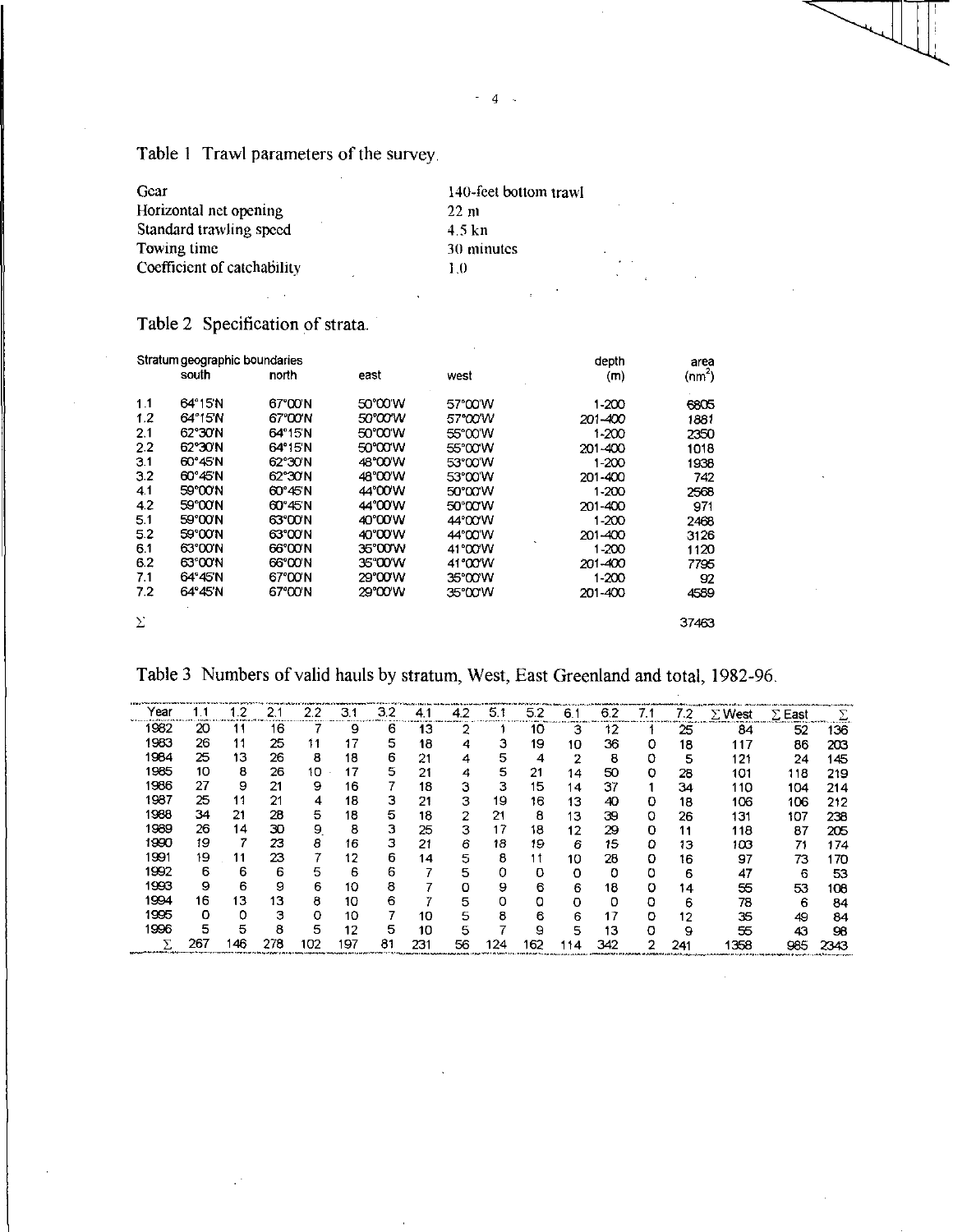Table 1 Trawl parameters of the survey.

| | |
|---|---|
| Gear | 140-feet bottom trawl |
| Horizontal net opening | 22 m |
| Standard trawling speed | 4.5 kn |
| Towing time | 30 minutes |
| Coefficient of catchability | 1.0 |

Table 2 Specification of strata.

| Stratum | geographic boundaries south | north | east | west | depth (m) | area (nm$^2$) |
|---|---|---|---|---|---|---|
| 1.1 | 64°15'N | 67°00'N | 50°00'W | 57°00'W | 1-200 | 6805 |
| 1.2 | 64°15'N | 67°00'N | 50°00'W | 57°00'W | 201-400 | 1881 |
| 2.1 | 62°30'N | 64°15'N | 50°00'W | 55°00'W | 1-200 | 2350 |
| 2.2 | 62°30'N | 64°15'N | 50°00'W | 55°00'W | 201-400 | 1018 |
| 3.1 | 60°45'N | 62°30'N | 48°00'W | 53°00'W | 1-200 | 1938 |
| 3.2 | 60°45'N | 62°30'N | 48°00'W | 53°00'W | 201-400 | 742 |
| 4.1 | 59°00'N | 60°45'N | 44°00'W | 50°00'W | 1-200 | 2568 |
| 4.2 | 59°00'N | 60°45'N | 44°00'W | 50°00'W | 201-400 | 971 |
| 5.1 | 59°00'N | 63°00'N | 40°00'W | 44°00'W | 1-200 | 2468 |
| 5.2 | 59°00'N | 63°00'N | 40°00'W | 44°00'W | 201-400 | 3126 |
| 6.1 | 63°00'N | 66°00'N | 35°00'W | 41°00'W | 1-200 | 1120 |
| 6.2 | 63°00'N | 66°00'N | 35°00'W | 41°00'W | 201-400 | 7795 |
| 7.1 | 64°45'N | 67°00'N | 29°00'W | 35°00'W | 1-200 | 92 |
| 7.2 | 64°45'N | 67°00'N | 29°00'W | 35°00'W | 201-400 | 4589 |
| Σ | | | | | | 37463 |

Table 3 Numbers of valid hauls by stratum, West, East Greenland and total, 1982-96.

| Year | 1.1 | 1.2 | 2.1 | 2.2 | 3.1 | 3.2 | 4.1 | 4.2 | 5.1 | 5.2 | 6.1 | 6.2 | 7.1 | 7.2 | Σ West | Σ East | Σ |
|---|---|---|---|---|---|---|---|---|---|---|---|---|---|---|---|---|---|
| 1982 | 20 | 11 | 16 | 7 | 9 | 6 | 13 | 2 | 1 | 10 | 3 | 12 | 1 | 25 | 84 | 52 | 136 |
| 1983 | 26 | 11 | 25 | 11 | 17 | 5 | 18 | 4 | 3 | 19 | 10 | 36 | 0 | 18 | 117 | 86 | 203 |
| 1984 | 25 | 13 | 26 | 8 | 18 | 6 | 21 | 4 | 5 | 4 | 2 | 8 | 0 | 5 | 121 | 24 | 145 |
| 1985 | 10 | 8 | 26 | 10 | 17 | 5 | 21 | 4 | 5 | 21 | 14 | 50 | 0 | 28 | 101 | 118 | 219 |
| 1986 | 27 | 9 | 21 | 9 | 16 | 7 | 18 | 3 | 3 | 15 | 14 | 37 | 1 | 34 | 110 | 104 | 214 |
| 1987 | 25 | 11 | 21 | 4 | 18 | 3 | 21 | 3 | 19 | 16 | 13 | 40 | 0 | 18 | 106 | 106 | 212 |
| 1988 | 34 | 21 | 28 | 5 | 18 | 5 | 18 | 2 | 21 | 8 | 13 | 39 | 0 | 26 | 131 | 107 | 238 |
| 1989 | 26 | 14 | 30 | 9 | 8 | 3 | 25 | 3 | 17 | 18 | 12 | 29 | 0 | 11 | 118 | 87 | 205 |
| 1990 | 19 | 7 | 23 | 8 | 16 | 3 | 21 | 6 | 18 | 19 | 6 | 15 | 0 | 13 | 103 | 71 | 174 |
| 1991 | 19 | 11 | 23 | 7 | 12 | 6 | 14 | 5 | 8 | 11 | 10 | 28 | 0 | 16 | 97 | 73 | 170 |
| 1992 | 6 | 6 | 6 | 5 | 6 | 6 | 7 | 5 | 0 | 0 | 0 | 0 | 0 | 6 | 47 | 6 | 53 |
| 1993 | 9 | 6 | 9 | 6 | 10 | 8 | 7 | 0 | 9 | 6 | 6 | 18 | 0 | 14 | 55 | 53 | 108 |
| 1994 | 16 | 13 | 13 | 8 | 10 | 6 | 7 | 5 | 0 | 0 | 0 | 0 | 0 | 6 | 78 | 6 | 84 |
| 1995 | 0 | 0 | 3 | 0 | 10 | 7 | 10 | 5 | 8 | 6 | 6 | 17 | 0 | 12 | 35 | 49 | 84 |
| 1996 | 5 | 5 | 8 | 5 | 12 | 5 | 10 | 5 | 7 | 9 | 5 | 13 | 0 | 9 | 55 | 43 | 98 |
| Σ | 267 | 146 | 278 | 102 | 197 | 81 | 231 | 56 | 124 | 162 | 114 | 342 | 2 | 241 | 1358 | 985 | 2343 |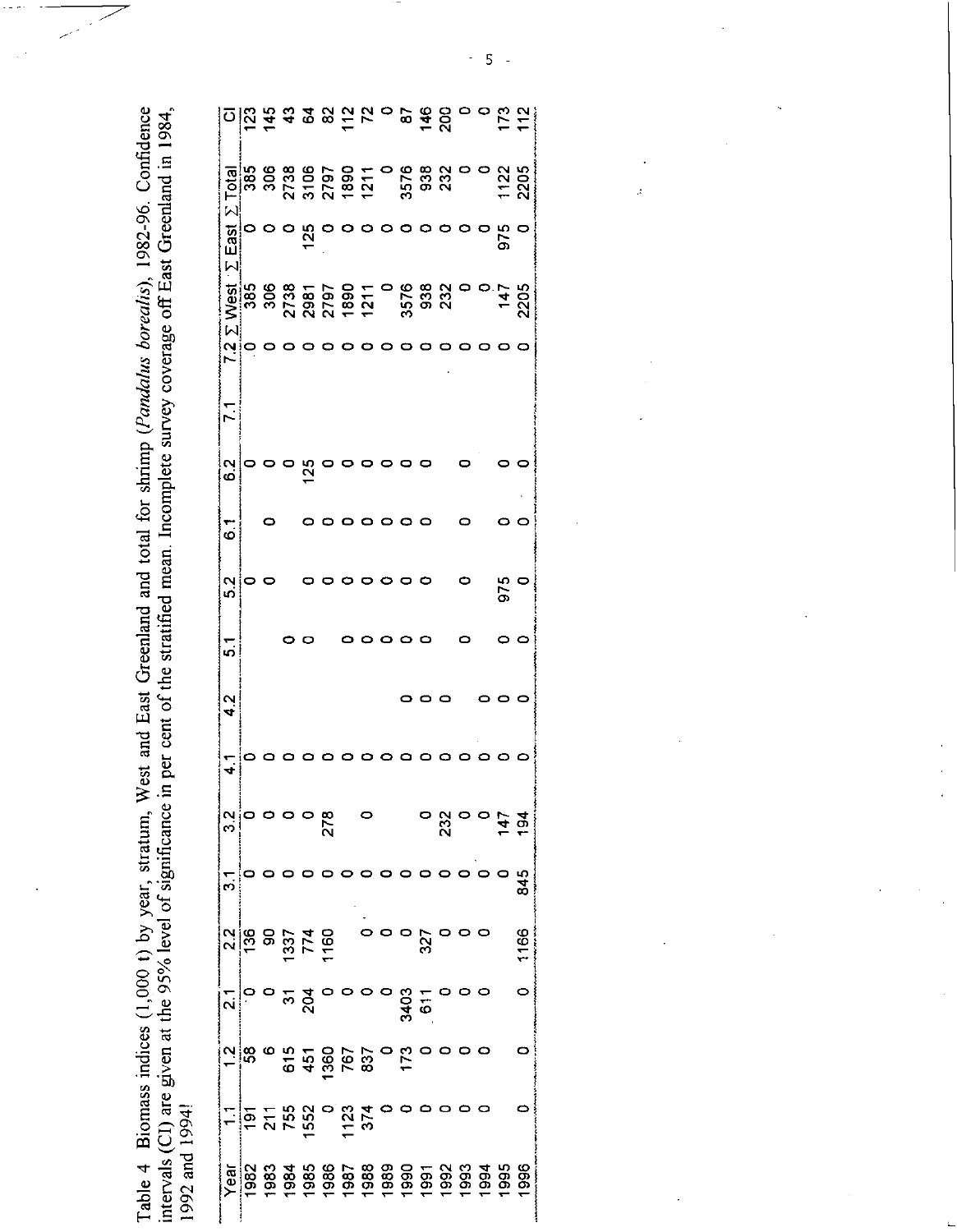Table 4 Biomass indices (1,000 t) by year, stratum, West and East Greenland and total for shrimp (*Pandalus borealis*), 1982-96. Confidence intervals (CI) are given at the 95% level of significance in per cent of the stratified mean. Incomplete survey coverage off East Greenland in 1984, 1992 and 1994!

| Year | 1.1 | 1.2 | 2.1 | 2.2 | 3.1 | 3.2 | 4.1 | 4.2 | 5.1 | 5.2 | 6.1 | 6.2 | 7.1 | 7.2 | Σ West | Σ East | Σ Total | CI |
|---|---|---|---|---|---|---|---|---|---|---|---|---|---|---|---|---|---|---|
| 1982 | 191 | 58 | 0 | 136 | 0 | 0 | 0 | | | 0 | | 0 | | 0 | 385 | 0 | 385 | 123 |
| 1983 | 211 | 6 | 0 | 90 | 0 | 0 | 0 | | | 0 | 0 | 0 | | 0 | 306 | 0 | 306 | 145 |
| 1984 | 755 | 615 | 31 | 1337 | 0 | 0 | 0 | | 0 | | | 0 | | 0 | 2738 | 0 | 2738 | 43 |
| 1985 | 1552 | 451 | 204 | 774 | 0 | 0 | 0 | | 0 | 0 | 0 | 125 | | 0 | 2981 | 125 | 3106 | 64 |
| 1986 | 0 | 1360 | 0 | 1160 | 0 | 278 | 0 | | | 0 | 0 | 0 | | 0 | 2797 | 0 | 2797 | 82 |
| 1987 | 1123 | 767 | 0 | | 0 | | 0 | | 0 | 0 | 0 | 0 | | 0 | 1890 | 0 | 1890 | 112 |
| 1988 | 374 | 837 | 0 | 0 | 0 | 0 | 0 | | 0 | 0 | 0 | 0 | | 0 | 1211 | 0 | 1211 | 72 |
| 1989 | 0 | 0 | 0 | 0 | 0 | | 0 | | 0 | 0 | 0 | 0 | | 0 | 0 | 0 | 0 | 0 |
| 1990 | 0 | 173 | 3403 | 0 | 0 | | 0 | 0 | 0 | 0 | 0 | 0 | | 0 | 3576 | 0 | 3576 | 87 |
| 1991 | 0 | 0 | 611 | 327 | 0 | 0 | 0 | 0 | 0 | 0 | 0 | 0 | | 0 | 938 | 0 | 938 | 146 |
| 1992 | 0 | 0 | 0 | 0 | 0 | 232 | 0 | 0 | | | | | | 0 | 232 | 0 | 232 | 200 |
| 1993 | 0 | 0 | 0 | 0 | 0 | 0 | 0 | | 0 | 0 | 0 | 0 | | 0 | 0 | 0 | 0 | 0 |
| 1994 | 0 | 0 | 0 | 0 | 0 | 0 | 0 | 0 | | | | | | 0 | 0 | 0 | 0 | 0 |
| 1995 | | | | | 0 | 147 | 0 | 0 | 0 | 975 | 0 | 0 | | 0 | 147 | 975 | 1122 | 173 |
| 1996 | 0 | 0 | 0 | 1166 | 845 | 194 | 0 | 0 | 0 | 0 | 0 | 0 | | 0 | 2205 | 0 | 2205 | 112 |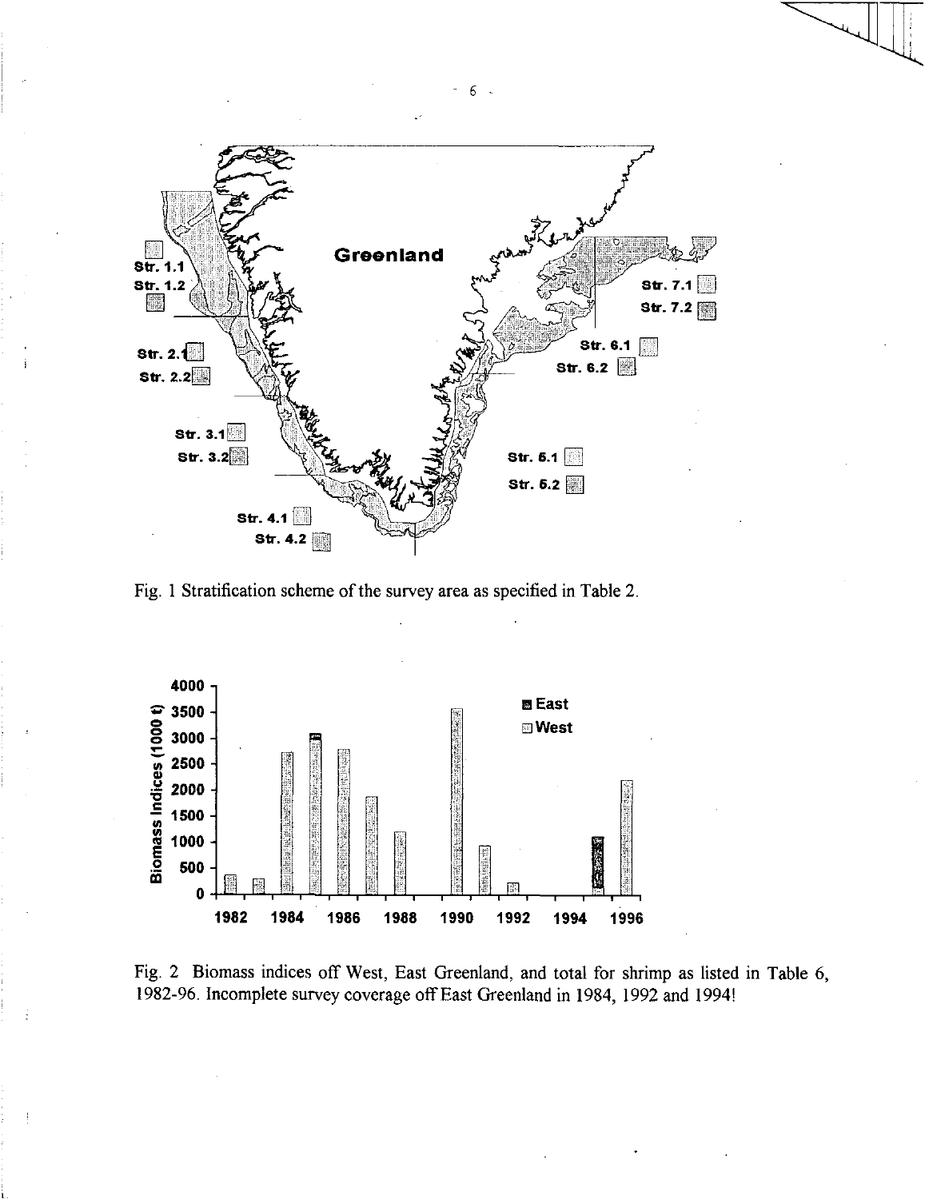Fig. 1 Stratification scheme of the survey area as specified in Table 2.

Fig. 2 Biomass indices off West, East Greenland, and total for shrimp as listed in Table 6, 1982-96. Incomplete survey coverage off East Greenland in 1984, 1992 and 1994!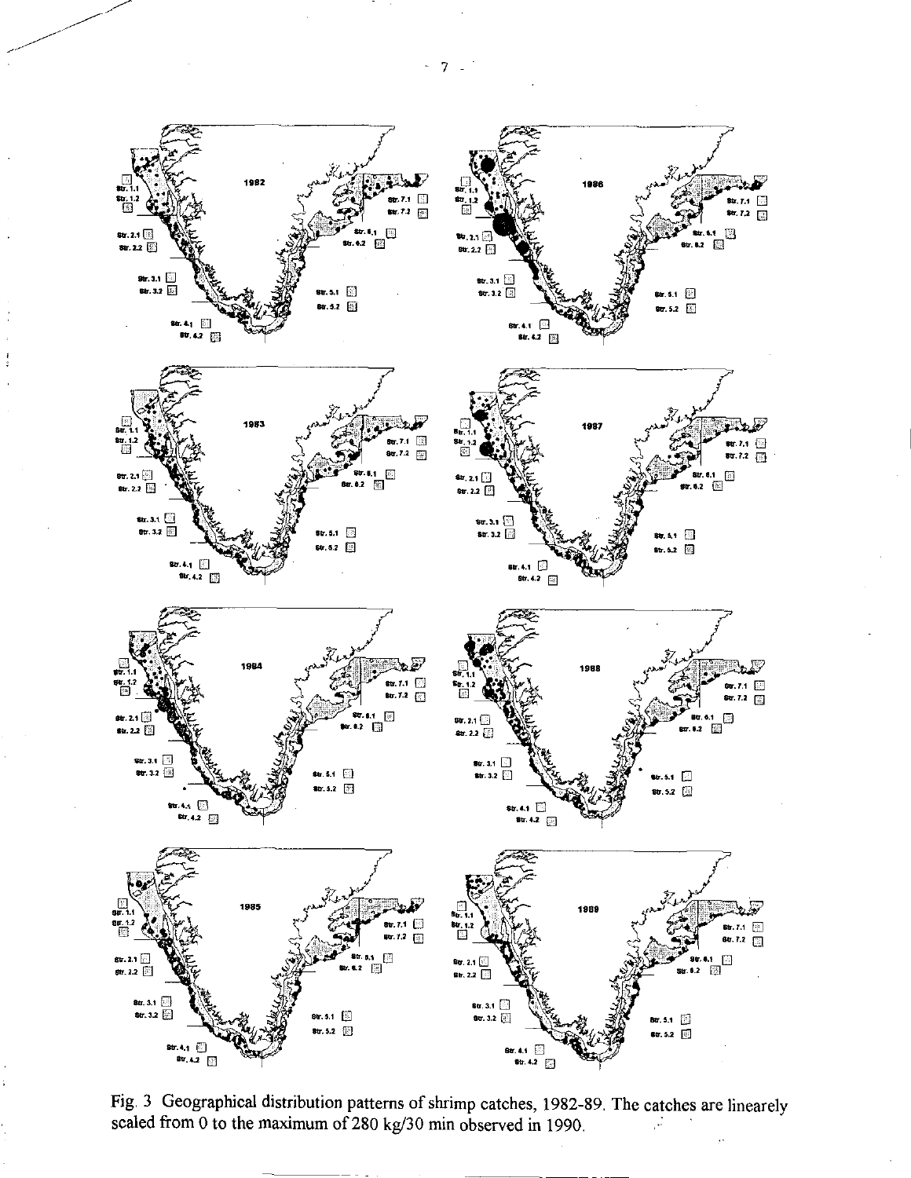Fig. 3 Geographical distribution patterns of shrimp catches, 1982-89. The catches are linearely scaled from 0 to the maximum of 280 kg/30 min observed in 1990.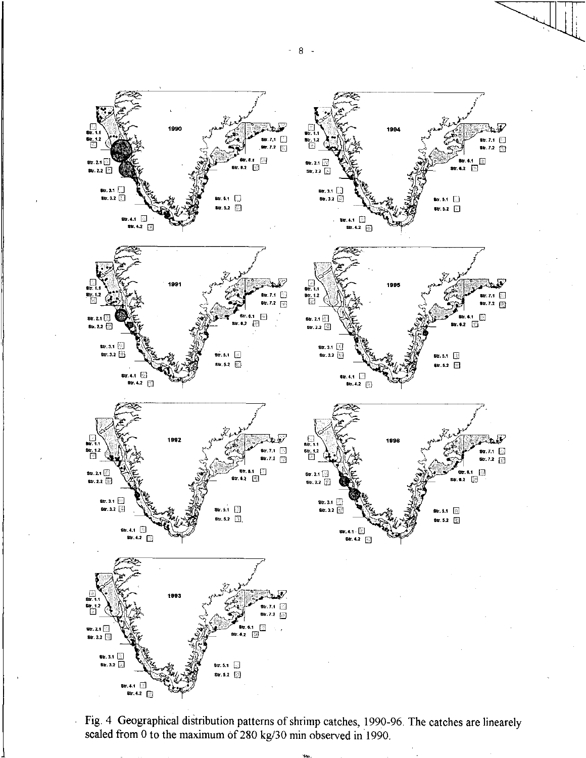1990

Str. 1.1
Str. 1.2
Str. 2.1
Str. 2.2
Str. 3.1
Str. 3.2
Str. 4.1
Str. 4.2
Str. 5.1
Str. 5.2
Str. 6.1
Str. 6.2
Str. 7.1
Str. 7.2

1991

Str. 1.1
Str. 1.2
Str. 2.1
Str. 2.2
Str. 3.1
Str. 3.2
Str. 4.1
Str. 4.2
Str. 5.1
Str. 5.2
Str. 6.1
Str. 6.2
Str. 7.1
Str. 7.2

1992

Str. 1.1
Str. 1.2
Str. 2.1
Str. 2.2
Str. 3.1
Str. 3.2
Str. 4.1
Str. 4.2
Str. 5.1
Str. 5.2
Str. 6.1
Str. 6.2
Str. 7.1
Str. 7.2

1993

Str. 1.1
Str. 1.2
Str. 2.1
Str. 2.2
Str. 3.1
Str. 3.2
Str. 4.1
Str. 4.2
Str. 5.1
Str. 5.2
Str. 6.1
Str. 6.2
Str. 7.1
Str. 7.2

1994

Str. 1.1
Str. 1.2
Str. 2.1
Str. 2.2
Str. 3.1
Str. 3.2
Str. 4.1
Str. 4.2
Str. 5.1
Str. 5.2
Str. 6.1
Str. 6.2
Str. 7.1
Str. 7.2

1995

Str. 1.1
Str. 1.2
Str. 2.1
Str. 2.2
Str. 3.1
Str. 3.2
Str. 4.1
Str. 4.2
Str. 5.1
Str. 5.2
Str. 6.1
Str. 6.2
Str. 7.1
Str. 7.2

1996

Str. 1.1
Str. 1.2
Str. 2.1
Str. 2.2
Str. 3.1
Str. 3.2
Str. 4.1
Str. 4.2
Str. 5.1
Str. 5.2
Str. 6.1
Str. 6.2
Str. 7.1
Str. 7.2

Fig. 4 Geographical distribution patterns of shrimp catches, 1990-96. The catches are linearely scaled from 0 to the maximum of 280 kg/30 min observed in 1990.